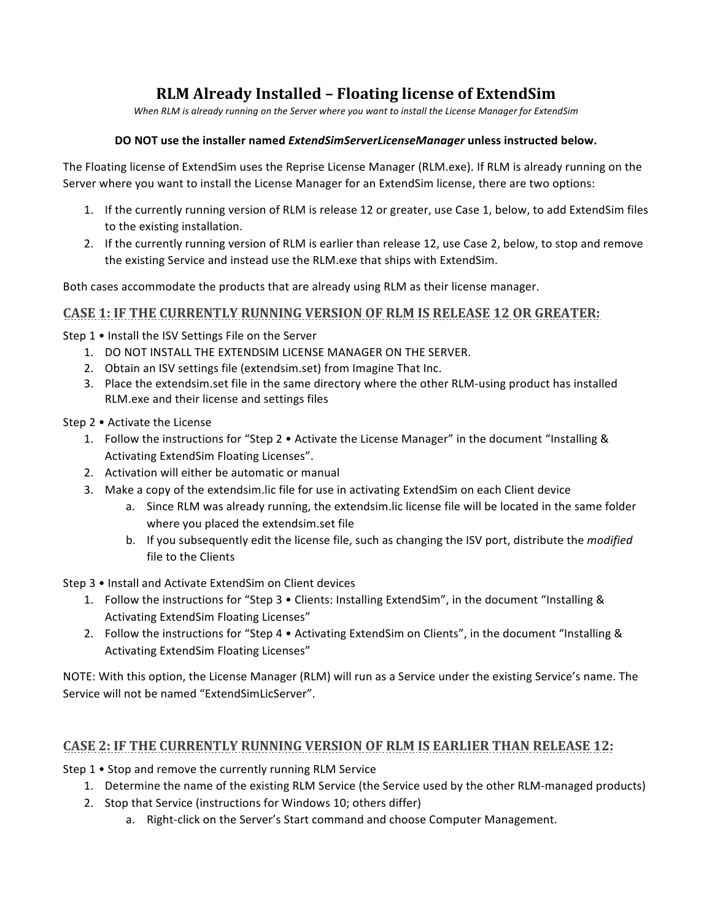# RLM Already Installed – Floating license of ExtendSim

*When RLM is already running on the Server where you want to install the License Manager for ExtendSim*

**DO NOT use the installer named *ExtendSimServerLicenseManager* unless instructed below.**

The Floating license of ExtendSim uses the Reprise License Manager (RLM.exe). If RLM is already running on the Server where you want to install the License Manager for an ExtendSim license, there are two options:

1. If the currently running version of RLM is release 12 or greater, use Case 1, below, to add ExtendSim files to the existing installation.
2. If the currently running version of RLM is earlier than release 12, use Case 2, below, to stop and remove the existing Service and instead use the RLM.exe that ships with ExtendSim.

Both cases accommodate the products that are already using RLM as their license manager.

## CASE 1: IF THE CURRENTLY RUNNING VERSION OF RLM IS RELEASE 12 OR GREATER:

Step 1 • Install the ISV Settings File on the Server

1. DO NOT INSTALL THE EXTENDSIM LICENSE MANAGER ON THE SERVER.
2. Obtain an ISV settings file (extendsim.set) from Imagine That Inc.
3. Place the extendsim.set file in the same directory where the other RLM-using product has installed RLM.exe and their license and settings files

Step 2 • Activate the License

1. Follow the instructions for "Step 2 • Activate the License Manager" in the document "Installing & Activating ExtendSim Floating Licenses".
2. Activation will either be automatic or manual
3. Make a copy of the extendsim.lic file for use in activating ExtendSim on each Client device
   a. Since RLM was already running, the extendsim.lic license file will be located in the same folder where you placed the extendsim.set file
   b. If you subsequently edit the license file, such as changing the ISV port, distribute the *modified* file to the Clients

Step 3 • Install and Activate ExtendSim on Client devices

1. Follow the instructions for "Step 3 • Clients: Installing ExtendSim", in the document "Installing & Activating ExtendSim Floating Licenses"
2. Follow the instructions for "Step 4 • Activating ExtendSim on Clients", in the document "Installing & Activating ExtendSim Floating Licenses"

NOTE: With this option, the License Manager (RLM) will run as a Service under the existing Service's name. The Service will not be named "ExtendSimLicServer".

## CASE 2: IF THE CURRENTLY RUNNING VERSION OF RLM IS EARLIER THAN RELEASE 12:

Step 1 • Stop and remove the currently running RLM Service

1. Determine the name of the existing RLM Service (the Service used by the other RLM-managed products)
2. Stop that Service (instructions for Windows 10; others differ)
   a. Right-click on the Server's Start command and choose Computer Management.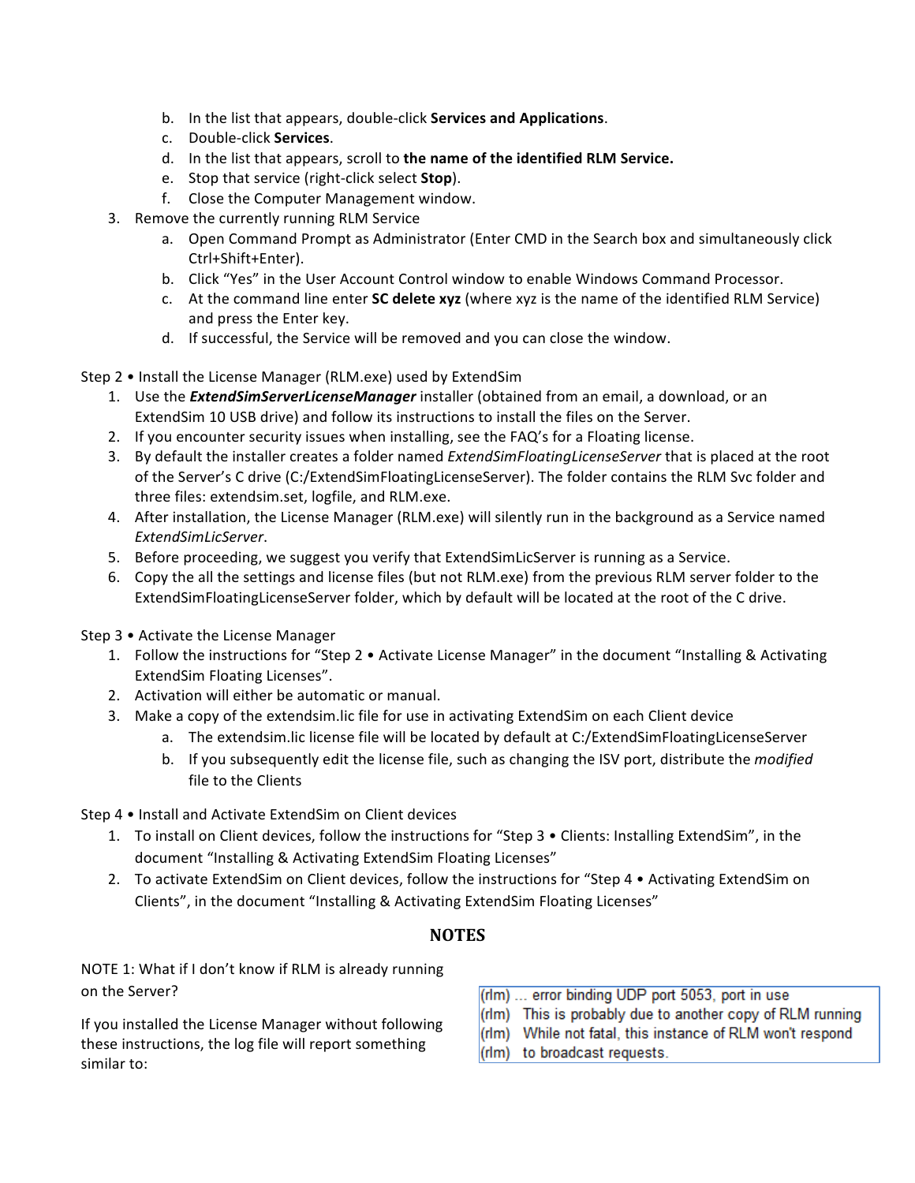b. In the list that appears, double-click **Services and Applications**.
   c. Double-click **Services**.
   d. In the list that appears, scroll to **the name of the identified RLM Service.**
   e. Stop that service (right-click select **Stop**).
   f. Close the Computer Management window.
3. Remove the currently running RLM Service
   a. Open Command Prompt as Administrator (Enter CMD in the Search box and simultaneously click Ctrl+Shift+Enter).
   b. Click "Yes" in the User Account Control window to enable Windows Command Processor.
   c. At the command line enter **SC delete xyz** (where xyz is the name of the identified RLM Service) and press the Enter key.
   d. If successful, the Service will be removed and you can close the window.

Step 2 • Install the License Manager (RLM.exe) used by ExtendSim

1. Use the ***ExtendSimServerLicenseManager*** installer (obtained from an email, a download, or an ExtendSim 10 USB drive) and follow its instructions to install the files on the Server.
2. If you encounter security issues when installing, see the FAQ's for a Floating license.
3. By default the installer creates a folder named *ExtendSimFloatingLicenseServer* that is placed at the root of the Server's C drive (C:/ExtendSimFloatingLicenseServer). The folder contains the RLM Svc folder and three files: extendsim.set, logfile, and RLM.exe.
4. After installation, the License Manager (RLM.exe) will silently run in the background as a Service named *ExtendSimLicServer*.
5. Before proceeding, we suggest you verify that ExtendSimLicServer is running as a Service.
6. Copy the all the settings and license files (but not RLM.exe) from the previous RLM server folder to the ExtendSimFloatingLicenseServer folder, which by default will be located at the root of the C drive.

Step 3 • Activate the License Manager

1. Follow the instructions for "Step 2 • Activate License Manager" in the document "Installing & Activating ExtendSim Floating Licenses".
2. Activation will either be automatic or manual.
3. Make a copy of the extendsim.lic file for use in activating ExtendSim on each Client device
   a. The extendsim.lic license file will be located by default at C:/ExtendSimFloatingLicenseServer
   b. If you subsequently edit the license file, such as changing the ISV port, distribute the *modified* file to the Clients

Step 4 • Install and Activate ExtendSim on Client devices

1. To install on Client devices, follow the instructions for "Step 3 • Clients: Installing ExtendSim", in the document "Installing & Activating ExtendSim Floating Licenses"
2. To activate ExtendSim on Client devices, follow the instructions for "Step 4 • Activating ExtendSim on Clients", in the document "Installing & Activating ExtendSim Floating Licenses"

## NOTES

NOTE 1: What if I don't know if RLM is already running on the Server?

If you installed the License Manager without following these instructions, the log file will report something similar to:

```
(rlm) ... error binding UDP port 5053, port in use
(rlm)  This is probably due to another copy of RLM running
(rlm)  While not fatal, this instance of RLM won't respond
(rlm)  to broadcast requests.
```